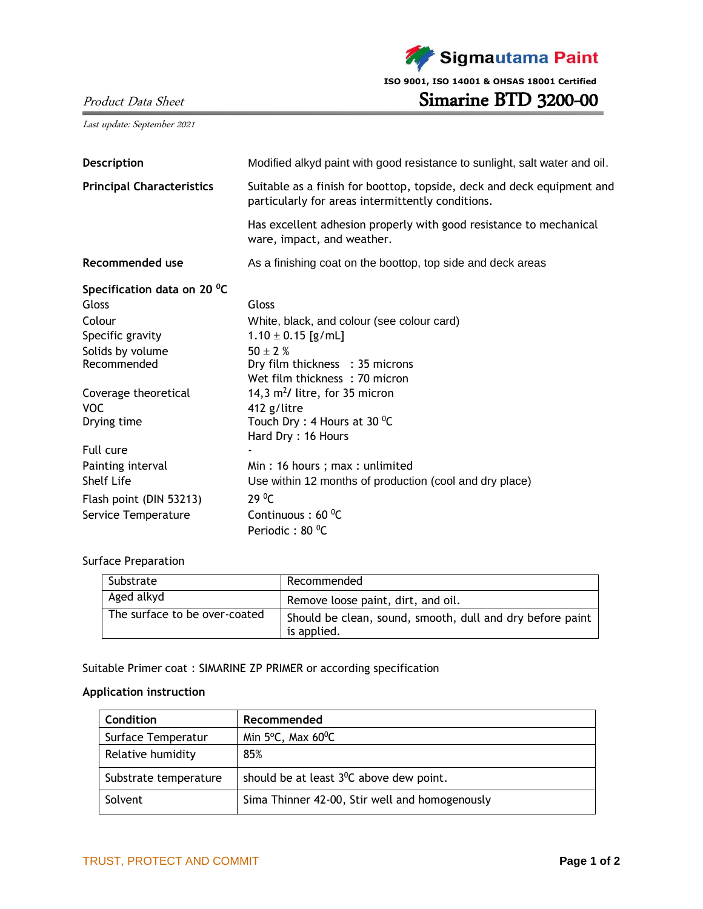Sigmautama Paint

ISO 9001, ISO 14001 & OHSAS 18001 Certified

*Product Data Sheet*

# Simarine BTD 3200-00

*Last update: September 2021*

**Description**

Modified alkyd paint with good resistance to sunlight, salt water and oil.

**Principal Characteristics**

Suitable as a finish for boottop, topside, deck and deck equipment and particularly for areas intermittently conditions.

Has excellent adhesion properly with good resistance to mechanical ware, impact, and weather.

**Recommended use**

As a finishing coat on the boottop, top side and deck areas

**Specification data on 20 $^0$C**

| | |
|---|---|
| Gloss | Gloss |
| Colour | White, black, and colour (see colour card) |
| Specific gravity | 1.10 ± 0.15 [g/mL] |
| Solids by volume | 50 ± 2 % |
| Recommended | Dry film thickness : 35 microns<br>Wet film thickness : 70 micron |
| Coverage theoretical | 14,3 $m^2$/ litre, for 35 micron |
| VOC | 412 g/litre |
| Drying time | Touch Dry : 4 Hours at 30 $^0$C<br>Hard Dry : 16 Hours |
| Full cure | - |
| Painting interval | Min : 16 hours ; max : unlimited |
| Shelf Life | Use within 12 months of production (cool and dry place) |
| Flash point (DIN 53213) | 29 $^0$C |
| Service Temperature | Continuous : 60 $^0$C<br>Periodic : 80 $^0$C |

Surface Preparation

| Substrate | Recommended |
|---|---|
| Aged alkyd | Remove loose paint, dirt, and oil. |
| The surface to be over-coated | Should be clean, sound, smooth, dull and dry before paint is applied. |

Suitable Primer coat : SIMARINE ZP PRIMER or according specification

**Application instruction**

| Condition | Recommended |
|---|---|
| Surface Temperatur | Min 5$^o$C, Max 60$^0$C |
| Relative humidity | 85% |
| Substrate temperature | should be at least 3$^0$C above dew point. |
| Solvent | Sima Thinner 42-00, Stir well and homogenously |

TRUST, PROTECT AND COMMIT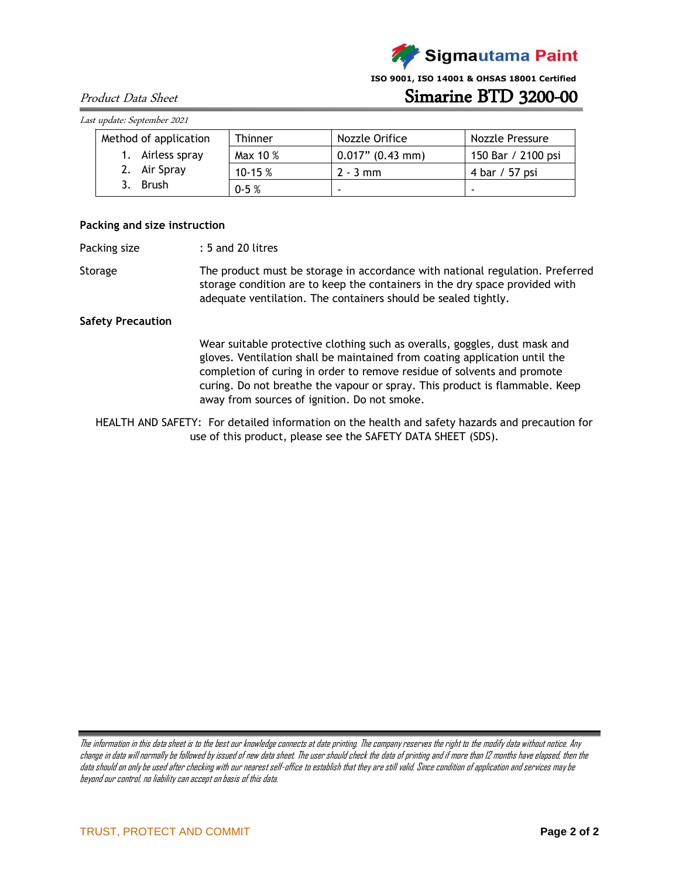*Product Data Sheet*

# Simarine BTD 3200-00

*Last update: September 2021*

| Method of application | Thinner | Nozzle Orifice | Nozzle Pressure |
|---|---|---|---|
| 1. Airless spray | Max 10 % | 0.017" (0.43 mm) | 150 Bar / 2100 psi |
| 2. Air Spray | 10-15 % | 2 - 3 mm | 4 bar / 57 psi |
| 3. Brush | 0-5 % | - | - |

**Packing and size instruction**

Packing size : 5 and 20 litres

Storage The product must be storage in accordance with national regulation. Preferred storage condition are to keep the containers in the dry space provided with adequate ventilation. The containers should be sealed tightly.

**Safety Precaution**

Wear suitable protective clothing such as overalls, goggles, dust mask and gloves. Ventilation shall be maintained from coating application until the completion of curing in order to remove residue of solvents and promote curing. Do not breathe the vapour or spray. This product is flammable. Keep away from sources of ignition. Do not smoke.

HEALTH AND SAFETY: For detailed information on the health and safety hazards and precaution for use of this product, please see the SAFETY DATA SHEET (SDS).

*The information in this data sheet is to the best our knowledge connects at date printing. The company reserves the right to the modify data without notice. Any change in data will normally be followed by issued of new data sheet. The user should check the data of printing and if more than 12 months have elapsed, then the data should on only be used after checking with our nearest self-office to establish that they are still valid. Since condition of application and services may be beyond our control, no liability can accept on basis of this data.*

TRUST, PROTECT AND COMMIT